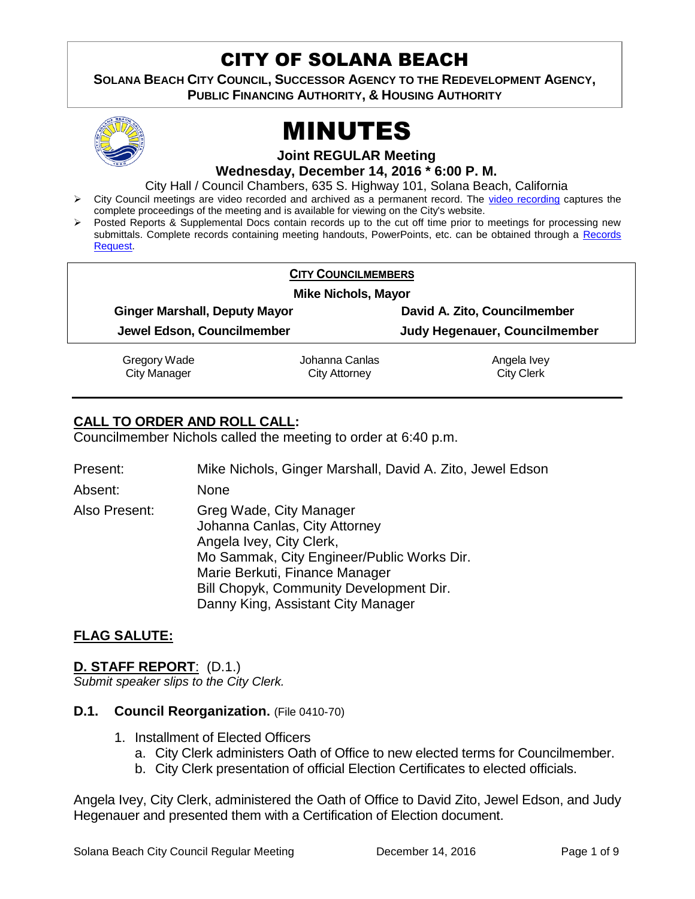# CITY OF SOLANA BEACH

**SOLANA BEACH CITY COUNCIL, SUCCESSOR AGENCY TO THE REDEVELOPMENT AGENCY, PUBLIC FINANCING AUTHORITY, & HOUSING AUTHORITY**

# MINUTES

**Joint REGULAR Meeting**

**Wednesday, December 14, 2016 * 6:00 P. M.**

City Hall / Council Chambers, 635 S. Highway 101, Solana Beach, California

- City Council meetings are video recorded and archived as a permanent record. The video recording captures the complete proceedings of the meeting and is available for viewing on the City's website.
- Posted Reports & Supplemental Docs contain records up to the cut off time prior to meetings for processing new submittals. Complete records containing meeting handouts, PowerPoints, etc. can be obtained through a Records Request.

**CITY COUNCILMEMBERS**

**Mike Nichols, Mayor**

| | |
|---|---|
| **Ginger Marshall, Deputy Mayor** | **David A. Zito, Councilmember** |
| **Jewel Edson, Councilmember** | **Judy Hegenauer, Councilmember** |

| | | |
|---|---|---|
| Gregory Wade<br>City Manager | Johanna Canlas<br>City Attorney | Angela Ivey<br>City Clerk |

## CALL TO ORDER AND ROLL CALL:

Councilmember Nichols called the meeting to order at 6:40 p.m.

Present: Mike Nichols, Ginger Marshall, David A. Zito, Jewel Edson

Absent: None

Also Present: Greg Wade, City Manager
Johanna Canlas, City Attorney
Angela Ivey, City Clerk,
Mo Sammak, City Engineer/Public Works Dir.
Marie Berkuti, Finance Manager
Bill Chopyk, Community Development Dir.
Danny King, Assistant City Manager

## FLAG SALUTE:

## D. STAFF REPORT: (D.1.)

*Submit speaker slips to the City Clerk.*

### D.1. Council Reorganization. (File 0410-70)

1. Installment of Elected Officers
   a. City Clerk administers Oath of Office to new elected terms for Councilmember.
   b. City Clerk presentation of official Election Certificates to elected officials.

Angela Ivey, City Clerk, administered the Oath of Office to David Zito, Jewel Edson, and Judy Hegenauer and presented them with a Certification of Election document.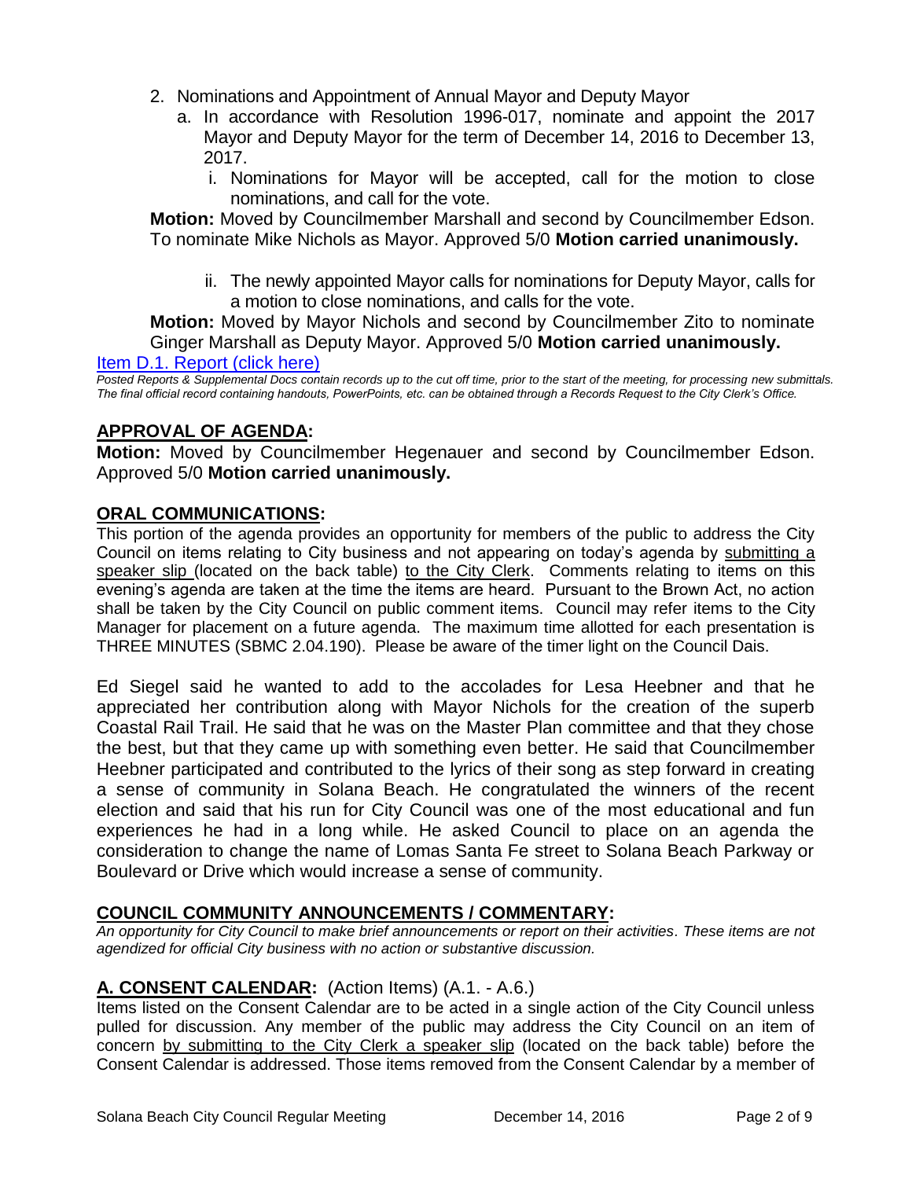2. Nominations and Appointment of Annual Mayor and Deputy Mayor
   a. In accordance with Resolution 1996-017, nominate and appoint the 2017 Mayor and Deputy Mayor for the term of December 14, 2016 to December 13, 2017.
      i. Nominations for Mayor will be accepted, call for the motion to close nominations, and call for the vote.

**Motion:** Moved by Councilmember Marshall and second by Councilmember Edson. To nominate Mike Nichols as Mayor. Approved 5/0 **Motion carried unanimously.**

      ii. The newly appointed Mayor calls for nominations for Deputy Mayor, calls for a motion to close nominations, and calls for the vote.

**Motion:** Moved by Mayor Nichols and second by Councilmember Zito to nominate Ginger Marshall as Deputy Mayor. Approved 5/0 **Motion carried unanimously.**

Item D.1. Report (click here)

*Posted Reports & Supplemental Docs contain records up to the cut off time, prior to the start of the meeting, for processing new submittals. The final official record containing handouts, PowerPoints, etc. can be obtained through a Records Request to the City Clerk's Office.*

## APPROVAL OF AGENDA:

**Motion:** Moved by Councilmember Hegenauer and second by Councilmember Edson. Approved 5/0 **Motion carried unanimously.**

## ORAL COMMUNICATIONS:

This portion of the agenda provides an opportunity for members of the public to address the City Council on items relating to City business and not appearing on today's agenda by submitting a speaker slip (located on the back table) to the City Clerk. Comments relating to items on this evening's agenda are taken at the time the items are heard. Pursuant to the Brown Act, no action shall be taken by the City Council on public comment items. Council may refer items to the City Manager for placement on a future agenda. The maximum time allotted for each presentation is THREE MINUTES (SBMC 2.04.190). Please be aware of the timer light on the Council Dais.

Ed Siegel said he wanted to add to the accolades for Lesa Heebner and that he appreciated her contribution along with Mayor Nichols for the creation of the superb Coastal Rail Trail. He said that he was on the Master Plan committee and that they chose the best, but that they came up with something even better. He said that Councilmember Heebner participated and contributed to the lyrics of their song as step forward in creating a sense of community in Solana Beach. He congratulated the winners of the recent election and said that his run for City Council was one of the most educational and fun experiences he had in a long while. He asked Council to place on an agenda the consideration to change the name of Lomas Santa Fe street to Solana Beach Parkway or Boulevard or Drive which would increase a sense of community.

## COUNCIL COMMUNITY ANNOUNCEMENTS / COMMENTARY:

*An opportunity for City Council to make brief announcements or report on their activities. These items are not agendized for official City business with no action or substantive discussion.*

## A. CONSENT CALENDAR: (Action Items) (A.1. - A.6.)

Items listed on the Consent Calendar are to be acted in a single action of the City Council unless pulled for discussion. Any member of the public may address the City Council on an item of concern by submitting to the City Clerk a speaker slip (located on the back table) before the Consent Calendar is addressed. Those items removed from the Consent Calendar by a member of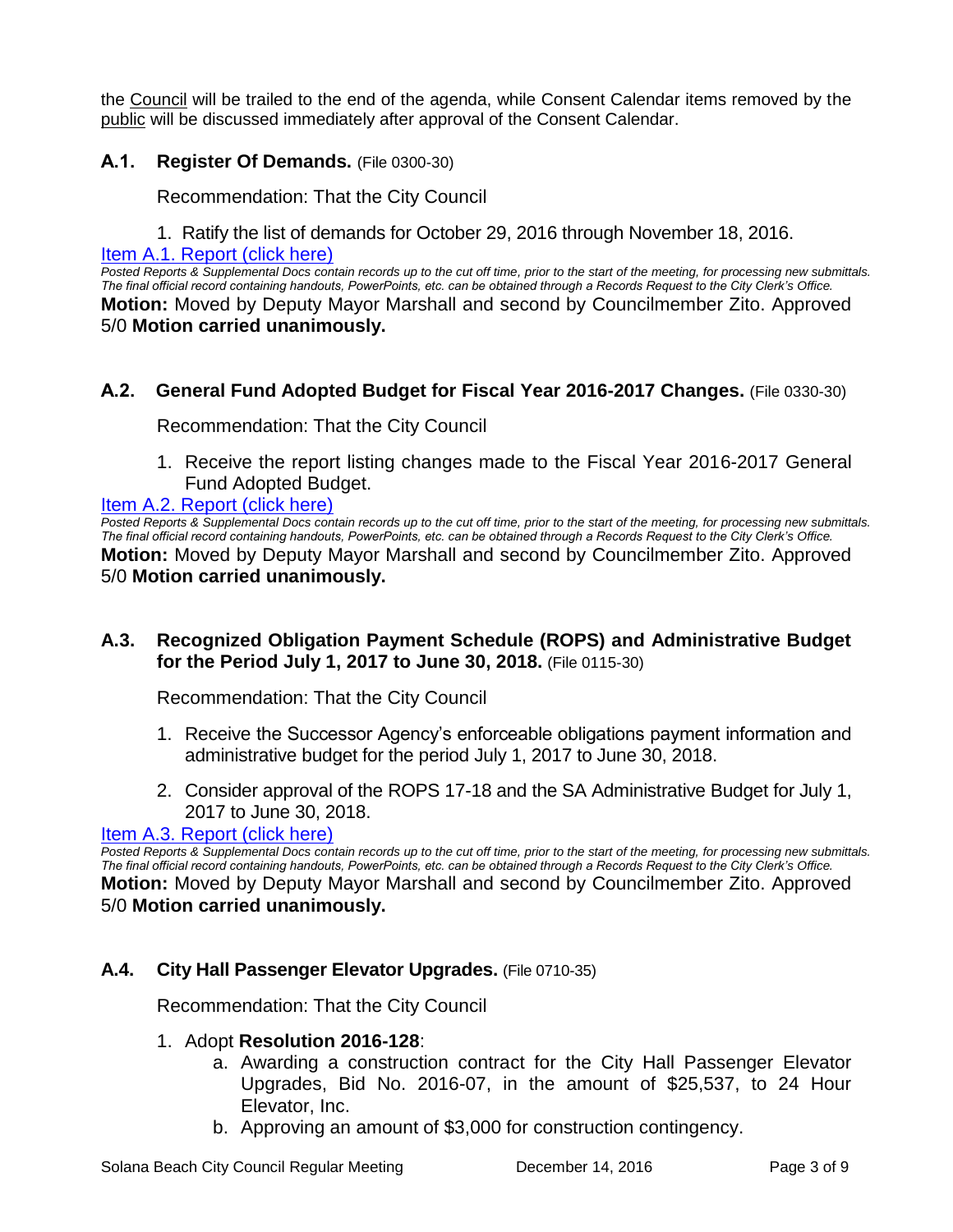the Council will be trailed to the end of the agenda, while Consent Calendar items removed by the public will be discussed immediately after approval of the Consent Calendar.

### A.1. Register Of Demands. (File 0300-30)

Recommendation: That the City Council

1. Ratify the list of demands for October 29, 2016 through November 18, 2016.

[Item A.1. Report (click here)]

*Posted Reports & Supplemental Docs contain records up to the cut off time, prior to the start of the meeting, for processing new submittals. The final official record containing handouts, PowerPoints, etc. can be obtained through a Records Request to the City Clerk's Office.*

**Motion:** Moved by Deputy Mayor Marshall and second by Councilmember Zito. Approved 5/0 **Motion carried unanimously.**

### A.2. General Fund Adopted Budget for Fiscal Year 2016-2017 Changes. (File 0330-30)

Recommendation: That the City Council

1. Receive the report listing changes made to the Fiscal Year 2016-2017 General Fund Adopted Budget.

[Item A.2. Report (click here)]

*Posted Reports & Supplemental Docs contain records up to the cut off time, prior to the start of the meeting, for processing new submittals. The final official record containing handouts, PowerPoints, etc. can be obtained through a Records Request to the City Clerk's Office.*

**Motion:** Moved by Deputy Mayor Marshall and second by Councilmember Zito. Approved 5/0 **Motion carried unanimously.**

### A.3. Recognized Obligation Payment Schedule (ROPS) and Administrative Budget for the Period July 1, 2017 to June 30, 2018. (File 0115-30)

Recommendation: That the City Council

1. Receive the Successor Agency's enforceable obligations payment information and administrative budget for the period July 1, 2017 to June 30, 2018.
2. Consider approval of the ROPS 17-18 and the SA Administrative Budget for July 1, 2017 to June 30, 2018.

[Item A.3. Report (click here)]

*Posted Reports & Supplemental Docs contain records up to the cut off time, prior to the start of the meeting, for processing new submittals. The final official record containing handouts, PowerPoints, etc. can be obtained through a Records Request to the City Clerk's Office.*

**Motion:** Moved by Deputy Mayor Marshall and second by Councilmember Zito. Approved 5/0 **Motion carried unanimously.**

### A.4. City Hall Passenger Elevator Upgrades. (File 0710-35)

Recommendation: That the City Council

1. Adopt **Resolution 2016-128**:
   a. Awarding a construction contract for the City Hall Passenger Elevator Upgrades, Bid No. 2016-07, in the amount of $25,537, to 24 Hour Elevator, Inc.
   b. Approving an amount of $3,000 for construction contingency.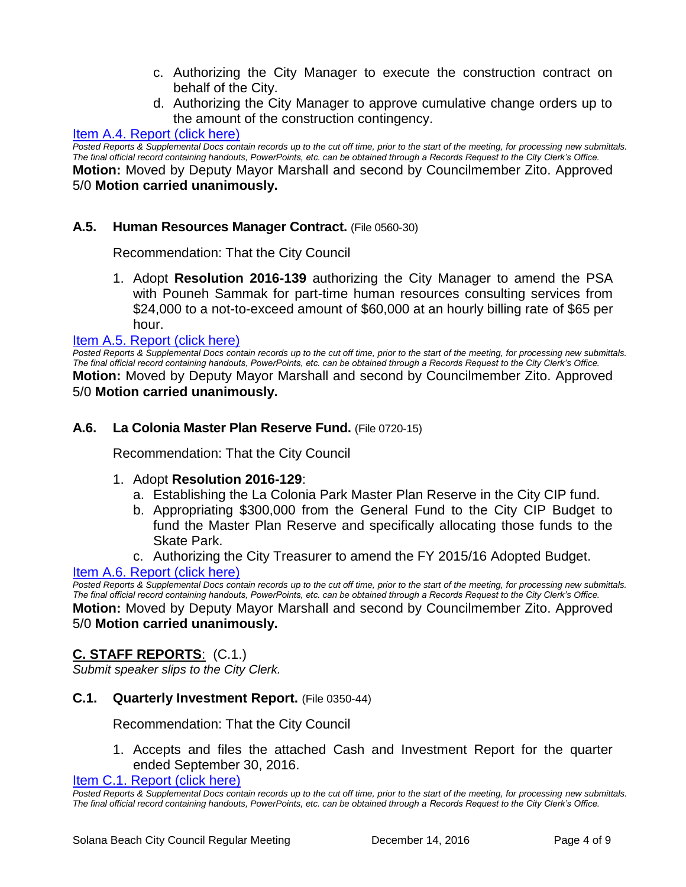c. Authorizing the City Manager to execute the construction contract on behalf of the City.

d. Authorizing the City Manager to approve cumulative change orders up to the amount of the construction contingency.

[Item A.4. Report (click here)]

*Posted Reports & Supplemental Docs contain records up to the cut off time, prior to the start of the meeting, for processing new submittals. The final official record containing handouts, PowerPoints, etc. can be obtained through a Records Request to the City Clerk's Office.*

**Motion:** Moved by Deputy Mayor Marshall and second by Councilmember Zito. Approved 5/0 **Motion carried unanimously.**

### A.5. Human Resources Manager Contract. (File 0560-30)

Recommendation: That the City Council

1. Adopt **Resolution 2016-139** authorizing the City Manager to amend the PSA with Pouneh Sammak for part-time human resources consulting services from $24,000 to a not-to-exceed amount of $60,000 at an hourly billing rate of $65 per hour.

[Item A.5. Report (click here)]

*Posted Reports & Supplemental Docs contain records up to the cut off time, prior to the start of the meeting, for processing new submittals. The final official record containing handouts, PowerPoints, etc. can be obtained through a Records Request to the City Clerk's Office.*

**Motion:** Moved by Deputy Mayor Marshall and second by Councilmember Zito. Approved 5/0 **Motion carried unanimously.**

### A.6. La Colonia Master Plan Reserve Fund. (File 0720-15)

Recommendation: That the City Council

1. Adopt **Resolution 2016-129**:
   a. Establishing the La Colonia Park Master Plan Reserve in the City CIP fund.
   b. Appropriating $300,000 from the General Fund to the City CIP Budget to fund the Master Plan Reserve and specifically allocating those funds to the Skate Park.
   c. Authorizing the City Treasurer to amend the FY 2015/16 Adopted Budget.

[Item A.6. Report (click here)]

*Posted Reports & Supplemental Docs contain records up to the cut off time, prior to the start of the meeting, for processing new submittals. The final official record containing handouts, PowerPoints, etc. can be obtained through a Records Request to the City Clerk's Office.*

**Motion:** Moved by Deputy Mayor Marshall and second by Councilmember Zito. Approved 5/0 **Motion carried unanimously.**

## C. STAFF REPORTS: (C.1.)

*Submit speaker slips to the City Clerk.*

### C.1. Quarterly Investment Report. (File 0350-44)

Recommendation: That the City Council

1. Accepts and files the attached Cash and Investment Report for the quarter ended September 30, 2016.

[Item C.1. Report (click here)]

*Posted Reports & Supplemental Docs contain records up to the cut off time, prior to the start of the meeting, for processing new submittals. The final official record containing handouts, PowerPoints, etc. can be obtained through a Records Request to the City Clerk's Office.*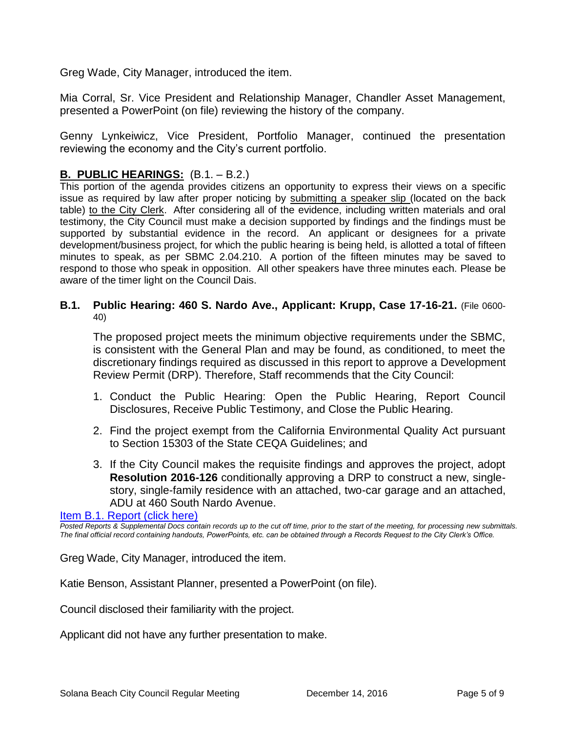Greg Wade, City Manager, introduced the item.

Mia Corral, Sr. Vice President and Relationship Manager, Chandler Asset Management, presented a PowerPoint (on file) reviewing the history of the company.

Genny Lynkeiwicz, Vice President, Portfolio Manager, continued the presentation reviewing the economy and the City's current portfolio.

## B. PUBLIC HEARINGS: (B.1. – B.2.)

This portion of the agenda provides citizens an opportunity to express their views on a specific issue as required by law after proper noticing by submitting a speaker slip (located on the back table) to the City Clerk. After considering all of the evidence, including written materials and oral testimony, the City Council must make a decision supported by findings and the findings must be supported by substantial evidence in the record. An applicant or designees for a private development/business project, for which the public hearing is being held, is allotted a total of fifteen minutes to speak, as per SBMC 2.04.210. A portion of the fifteen minutes may be saved to respond to those who speak in opposition. All other speakers have three minutes each. Please be aware of the timer light on the Council Dais.

### B.1. Public Hearing: 460 S. Nardo Ave., Applicant: Krupp, Case 17-16-21. (File 0600-40)

The proposed project meets the minimum objective requirements under the SBMC, is consistent with the General Plan and may be found, as conditioned, to meet the discretionary findings required as discussed in this report to approve a Development Review Permit (DRP). Therefore, Staff recommends that the City Council:

1. Conduct the Public Hearing: Open the Public Hearing, Report Council Disclosures, Receive Public Testimony, and Close the Public Hearing.
2. Find the project exempt from the California Environmental Quality Act pursuant to Section 15303 of the State CEQA Guidelines; and
3. If the City Council makes the requisite findings and approves the project, adopt **Resolution 2016-126** conditionally approving a DRP to construct a new, single-story, single-family residence with an attached, two-car garage and an attached, ADU at 460 South Nardo Avenue.

Item B.1. Report (click here)

*Posted Reports & Supplemental Docs contain records up to the cut off time, prior to the start of the meeting, for processing new submittals. The final official record containing handouts, PowerPoints, etc. can be obtained through a Records Request to the City Clerk's Office.*

Greg Wade, City Manager, introduced the item.

Katie Benson, Assistant Planner, presented a PowerPoint (on file).

Council disclosed their familiarity with the project.

Applicant did not have any further presentation to make.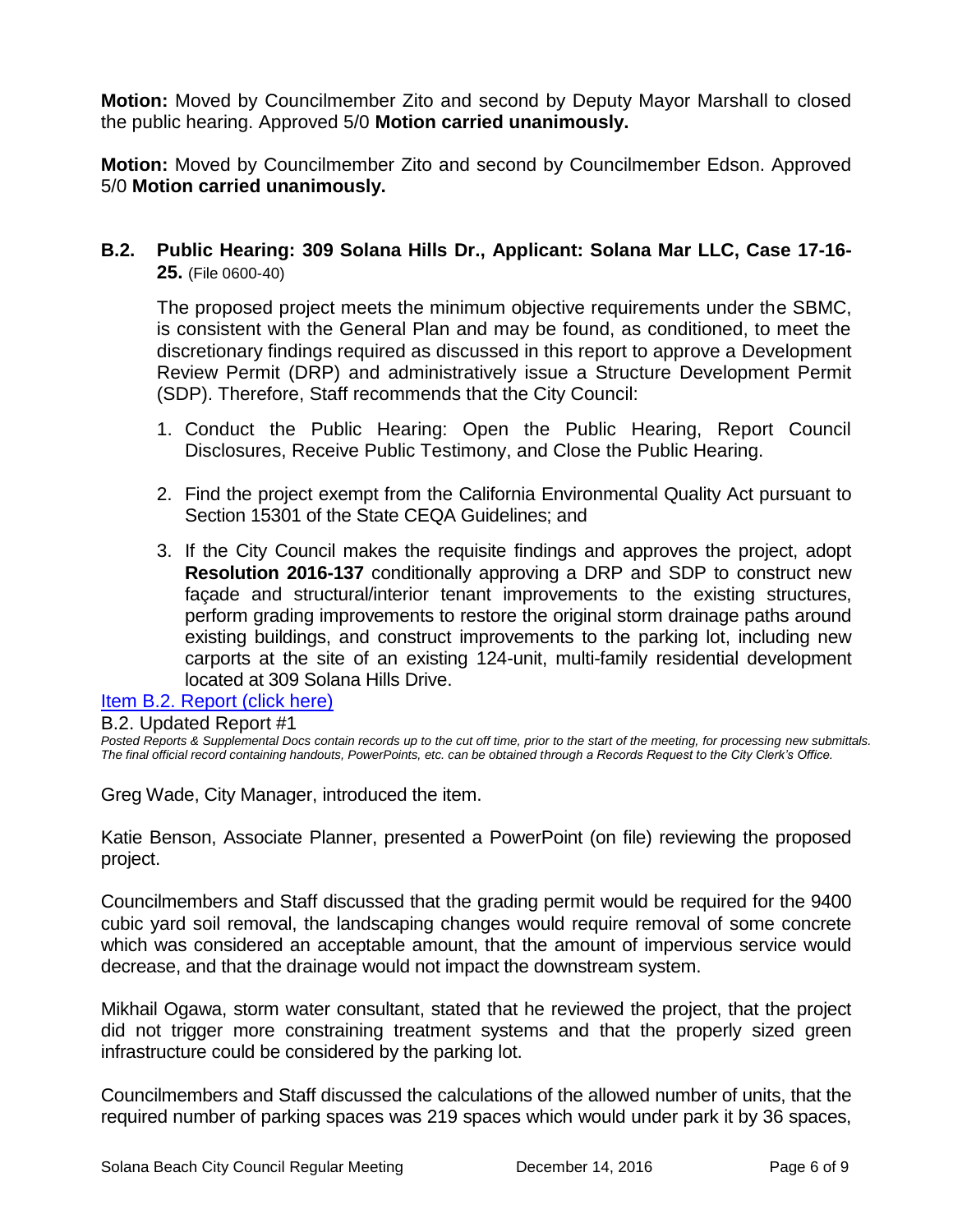**Motion:** Moved by Councilmember Zito and second by Deputy Mayor Marshall to closed the public hearing. Approved 5/0 **Motion carried unanimously.**

**Motion:** Moved by Councilmember Zito and second by Councilmember Edson. Approved 5/0 **Motion carried unanimously.**

### B.2. Public Hearing: 309 Solana Hills Dr., Applicant: Solana Mar LLC, Case 17-16-25. (File 0600-40)

The proposed project meets the minimum objective requirements under the SBMC, is consistent with the General Plan and may be found, as conditioned, to meet the discretionary findings required as discussed in this report to approve a Development Review Permit (DRP) and administratively issue a Structure Development Permit (SDP). Therefore, Staff recommends that the City Council:

1. Conduct the Public Hearing: Open the Public Hearing, Report Council Disclosures, Receive Public Testimony, and Close the Public Hearing.

2. Find the project exempt from the California Environmental Quality Act pursuant to Section 15301 of the State CEQA Guidelines; and

3. If the City Council makes the requisite findings and approves the project, adopt **Resolution 2016-137** conditionally approving a DRP and SDP to construct new façade and structural/interior tenant improvements to the existing structures, perform grading improvements to restore the original storm drainage paths around existing buildings, and construct improvements to the parking lot, including new carports at the site of an existing 124-unit, multi-family residential development located at 309 Solana Hills Drive.

Item B.2. Report (click here)

B.2. Updated Report #1

*Posted Reports & Supplemental Docs contain records up to the cut off time, prior to the start of the meeting, for processing new submittals. The final official record containing handouts, PowerPoints, etc. can be obtained through a Records Request to the City Clerk's Office.*

Greg Wade, City Manager, introduced the item.

Katie Benson, Associate Planner, presented a PowerPoint (on file) reviewing the proposed project.

Councilmembers and Staff discussed that the grading permit would be required for the 9400 cubic yard soil removal, the landscaping changes would require removal of some concrete which was considered an acceptable amount, that the amount of impervious service would decrease, and that the drainage would not impact the downstream system.

Mikhail Ogawa, storm water consultant, stated that he reviewed the project, that the project did not trigger more constraining treatment systems and that the properly sized green infrastructure could be considered by the parking lot.

Councilmembers and Staff discussed the calculations of the allowed number of units, that the required number of parking spaces was 219 spaces which would under park it by 36 spaces,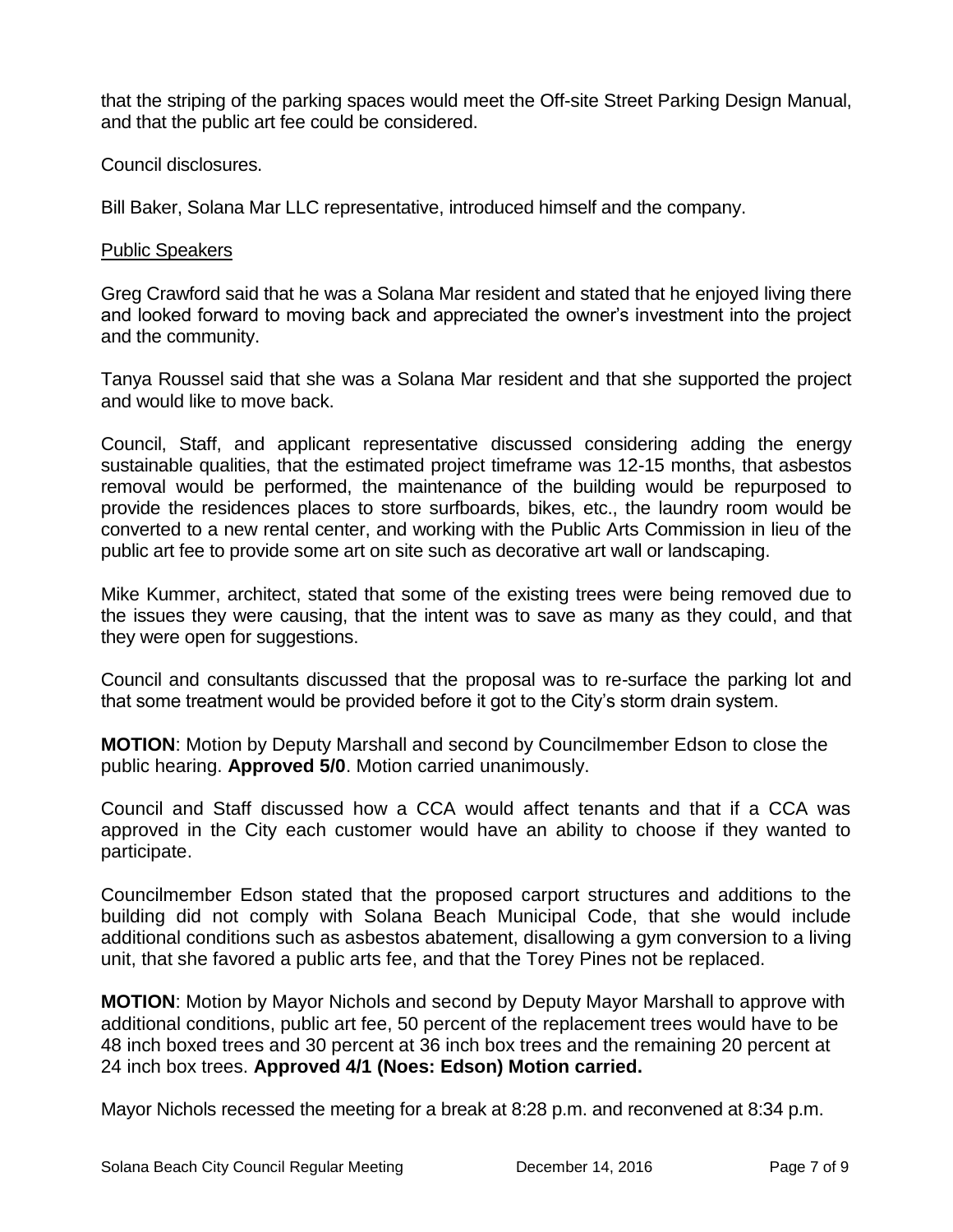that the striping of the parking spaces would meet the Off-site Street Parking Design Manual, and that the public art fee could be considered.

Council disclosures.

Bill Baker, Solana Mar LLC representative, introduced himself and the company.

Public Speakers

Greg Crawford said that he was a Solana Mar resident and stated that he enjoyed living there and looked forward to moving back and appreciated the owner's investment into the project and the community.

Tanya Roussel said that she was a Solana Mar resident and that she supported the project and would like to move back.

Council, Staff, and applicant representative discussed considering adding the energy sustainable qualities, that the estimated project timeframe was 12-15 months, that asbestos removal would be performed, the maintenance of the building would be repurposed to provide the residences places to store surfboards, bikes, etc., the laundry room would be converted to a new rental center, and working with the Public Arts Commission in lieu of the public art fee to provide some art on site such as decorative art wall or landscaping.

Mike Kummer, architect, stated that some of the existing trees were being removed due to the issues they were causing, that the intent was to save as many as they could, and that they were open for suggestions.

Council and consultants discussed that the proposal was to re-surface the parking lot and that some treatment would be provided before it got to the City's storm drain system.

**MOTION**: Motion by Deputy Marshall and second by Councilmember Edson to close the public hearing. **Approved 5/0**. Motion carried unanimously.

Council and Staff discussed how a CCA would affect tenants and that if a CCA was approved in the City each customer would have an ability to choose if they wanted to participate.

Councilmember Edson stated that the proposed carport structures and additions to the building did not comply with Solana Beach Municipal Code, that she would include additional conditions such as asbestos abatement, disallowing a gym conversion to a living unit, that she favored a public arts fee, and that the Torey Pines not be replaced.

**MOTION**: Motion by Mayor Nichols and second by Deputy Mayor Marshall to approve with additional conditions, public art fee, 50 percent of the replacement trees would have to be 48 inch boxed trees and 30 percent at 36 inch box trees and the remaining 20 percent at 24 inch box trees. **Approved 4/1 (Noes: Edson) Motion carried.**

Mayor Nichols recessed the meeting for a break at 8:28 p.m. and reconvened at 8:34 p.m.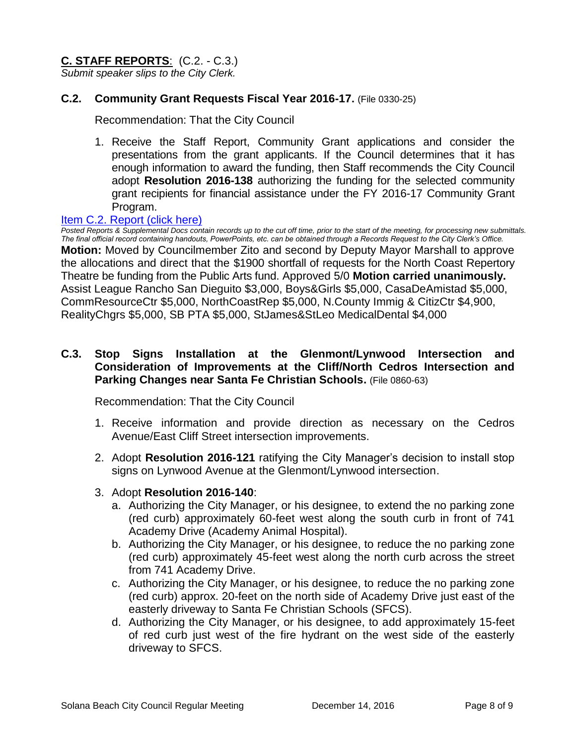**C. STAFF REPORTS**: (C.2. - C.3.)

*Submit speaker slips to the City Clerk.*

**C.2. Community Grant Requests Fiscal Year 2016-17.** (File 0330-25)

Recommendation: That the City Council

1. Receive the Staff Report, Community Grant applications and consider the presentations from the grant applicants. If the Council determines that it has enough information to award the funding, then Staff recommends the City Council adopt **Resolution 2016-138** authorizing the funding for the selected community grant recipients for financial assistance under the FY 2016-17 Community Grant Program.

[Item C.2. Report (click here)]

*Posted Reports & Supplemental Docs contain records up to the cut off time, prior to the start of the meeting, for processing new submittals. The final official record containing handouts, PowerPoints, etc. can be obtained through a Records Request to the City Clerk's Office.*

**Motion:** Moved by Councilmember Zito and second by Deputy Mayor Marshall to approve the allocations and direct that the $1900 shortfall of requests for the North Coast Repertory Theatre be funding from the Public Arts fund. Approved 5/0 **Motion carried unanimously.** Assist League Rancho San Dieguito $3,000, Boys&Girls $5,000, CasaDeAmistad $5,000, CommResourceCtr $5,000, NorthCoastRep $5,000, N.County Immig & CitizCtr $4,900, RealityChgrs $5,000, SB PTA $5,000, StJames&StLeo MedicalDental $4,000

**C.3. Stop Signs Installation at the Glenmont/Lynwood Intersection and Consideration of Improvements at the Cliff/North Cedros Intersection and Parking Changes near Santa Fe Christian Schools.** (File 0860-63)

Recommendation: That the City Council

1. Receive information and provide direction as necessary on the Cedros Avenue/East Cliff Street intersection improvements.
2. Adopt **Resolution 2016-121** ratifying the City Manager's decision to install stop signs on Lynwood Avenue at the Glenmont/Lynwood intersection.
3. Adopt **Resolution 2016-140**:
   a. Authorizing the City Manager, or his designee, to extend the no parking zone (red curb) approximately 60-feet west along the south curb in front of 741 Academy Drive (Academy Animal Hospital).
   b. Authorizing the City Manager, or his designee, to reduce the no parking zone (red curb) approximately 45-feet west along the north curb across the street from 741 Academy Drive.
   c. Authorizing the City Manager, or his designee, to reduce the no parking zone (red curb) approx. 20-feet on the north side of Academy Drive just east of the easterly driveway to Santa Fe Christian Schools (SFCS).
   d. Authorizing the City Manager, or his designee, to add approximately 15-feet of red curb just west of the fire hydrant on the west side of the easterly driveway to SFCS.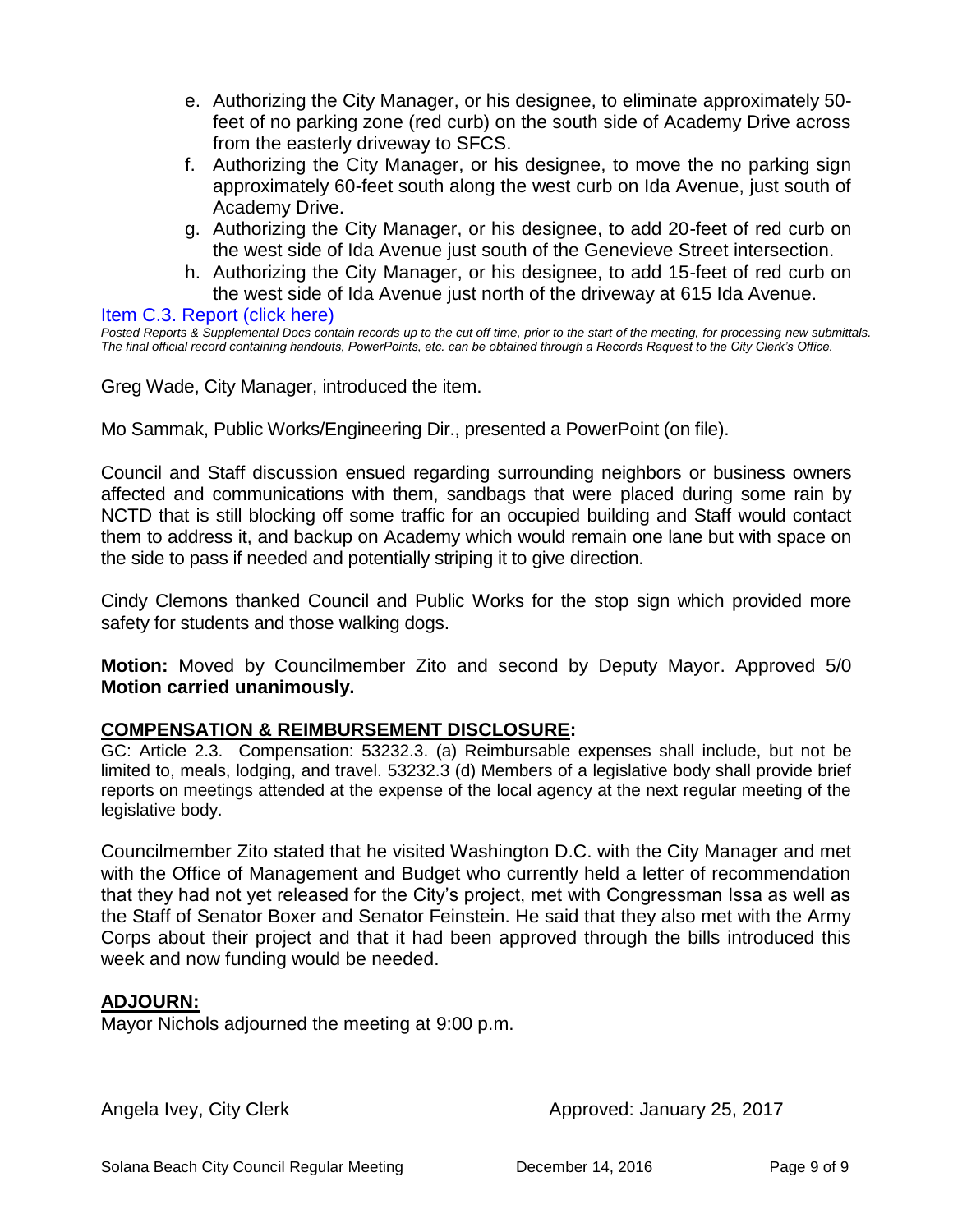e. Authorizing the City Manager, or his designee, to eliminate approximately 50-feet of no parking zone (red curb) on the south side of Academy Drive across from the easterly driveway to SFCS.
f. Authorizing the City Manager, or his designee, to move the no parking sign approximately 60-feet south along the west curb on Ida Avenue, just south of Academy Drive.
g. Authorizing the City Manager, or his designee, to add 20-feet of red curb on the west side of Ida Avenue just south of the Genevieve Street intersection.
h. Authorizing the City Manager, or his designee, to add 15-feet of red curb on the west side of Ida Avenue just north of the driveway at 615 Ida Avenue.

Item C.3. Report (click here)

*Posted Reports & Supplemental Docs contain records up to the cut off time, prior to the start of the meeting, for processing new submittals. The final official record containing handouts, PowerPoints, etc. can be obtained through a Records Request to the City Clerk's Office.*

Greg Wade, City Manager, introduced the item.

Mo Sammak, Public Works/Engineering Dir., presented a PowerPoint (on file).

Council and Staff discussion ensued regarding surrounding neighbors or business owners affected and communications with them, sandbags that were placed during some rain by NCTD that is still blocking off some traffic for an occupied building and Staff would contact them to address it, and backup on Academy which would remain one lane but with space on the side to pass if needed and potentially striping it to give direction.

Cindy Clemons thanked Council and Public Works for the stop sign which provided more safety for students and those walking dogs.

**Motion:** Moved by Councilmember Zito and second by Deputy Mayor. Approved 5/0 **Motion carried unanimously.**

## COMPENSATION & REIMBURSEMENT DISCLOSURE:

GC: Article 2.3. Compensation: 53232.3. (a) Reimbursable expenses shall include, but not be limited to, meals, lodging, and travel. 53232.3 (d) Members of a legislative body shall provide brief reports on meetings attended at the expense of the local agency at the next regular meeting of the legislative body.

Councilmember Zito stated that he visited Washington D.C. with the City Manager and met with the Office of Management and Budget who currently held a letter of recommendation that they had not yet released for the City's project, met with Congressman Issa as well as the Staff of Senator Boxer and Senator Feinstein. He said that they also met with the Army Corps about their project and that it had been approved through the bills introduced this week and now funding would be needed.

## ADJOURN:

Mayor Nichols adjourned the meeting at 9:00 p.m.

Angela Ivey, City Clerk                                        Approved: January 25, 2017